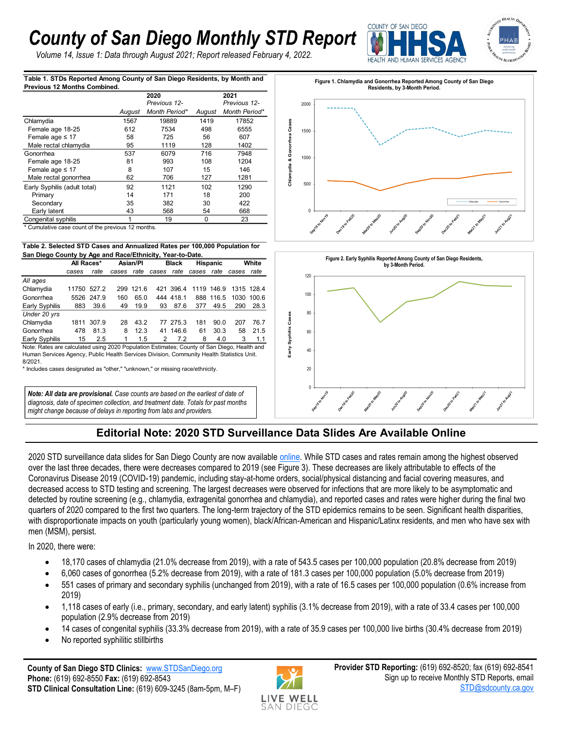# County of San Diego Monthly STD Report

*Volume 14, Issue 1: Data through August 2021; Report released February 4, 2022.*

**Table 1. STDs Reported Among County of San Diego Residents, by Month and Previous 12 Months Combined.**

| | 2020 | | 2021 | |
|---|---|---|---|---|
| | August | Previous 12-Month Period* | August | Previous 12-Month Period* |
| Chlamydia | 1567 | 19889 | 1419 | 17852 |
| Female age 18-25 | 612 | 7534 | 498 | 6555 |
| Female age ≤ 17 | 58 | 725 | 56 | 607 |
| Male rectal chlamydia | 95 | 1119 | 128 | 1402 |
| Gonorrhea | 537 | 6079 | 716 | 7948 |
| Female age 18-25 | 81 | 993 | 108 | 1204 |
| Female age ≤ 17 | 8 | 107 | 15 | 146 |
| Male rectal gonorrhea | 62 | 706 | 127 | 1281 |
| Early Syphilis (adult total) | 92 | 1121 | 102 | 1290 |
| Primary | 14 | 171 | 18 | 200 |
| Secondary | 35 | 382 | 30 | 422 |
| Early latent | 43 | 568 | 54 | 668 |
| Congenital syphilis | 1 | 19 | 0 | 23 |

\* Cumulative case count of the previous 12 months.

**Table 2. Selected STD Cases and Annualized Rates per 100,000 Population for San Diego County by Age and Race/Ethnicity, Year-to-Date.**

| | All Races* | | Asian/PI | | Black | | Hispanic | | White | |
|---|---|---|---|---|---|---|---|---|---|---|
| | cases | rate | cases | rate | cases | rate | cases | rate | cases | rate |
| *All ages* | | | | | | | | | | |
| Chlamydia | 11750 | 527.2 | 299 | 121.6 | 421 | 396.4 | 1119 | 146.9 | 1315 | 128.4 |
| Gonorrhea | 5526 | 247.9 | 160 | 65.0 | 444 | 418.1 | 888 | 116.5 | 1030 | 100.6 |
| Early Syphilis | 883 | 39.6 | 49 | 19.9 | 93 | 87.6 | 377 | 49.5 | 290 | 28.3 |
| *Under 20 yrs* | | | | | | | | | | |
| Chlamydia | 1811 | 307.9 | 28 | 43.2 | 77 | 275.3 | 181 | 90.0 | 207 | 76.7 |
| Gonorrhea | 478 | 81.3 | 8 | 12.3 | 41 | 146.6 | 61 | 30.3 | 58 | 21.5 |
| Early Syphilis | 15 | 2.5 | 1 | 1.5 | 2 | 7.2 | 8 | 4.0 | 3 | 1.1 |

Note: Rates are calculated using 2020 Population Estimates; County of San Diego, Health and Human Services Agency, Public Health Services Division, Community Health Statistics Unit. 8/2021.

\* Includes cases designated as "other," "unknown," or missing race/ethnicity.

***Note: All data are provisional.** Case counts are based on the earliest of date of diagnosis, date of specimen collection, and treatment date. Totals for past months might change because of delays in reporting from labs and providers.*

**Figure 1. Chlamydia and Gonorrhea Reported Among County of San Diego Residents, by 3-Month Period.**

**Figure 2. Early Syphilis Reported Among County of San Diego Residents, by 3-Month Period.**

## Editorial Note: 2020 STD Surveillance Data Slides Are Available Online

2020 STD surveillance data slides for San Diego County are now available online. While STD cases and rates remain among the highest observed over the last three decades, there were decreases compared to 2019 (see Figure 3). These decreases are likely attributable to effects of the Coronavirus Disease 2019 (COVID-19) pandemic, including stay-at-home orders, social/physical distancing and facial covering measures, and decreased access to STD testing and screening. The largest decreases were observed for infections that are more likely to be asymptomatic and detected by routine screening (e.g., chlamydia, extragenital gonorrhea and chlamydia), and reported cases and rates were higher during the final two quarters of 2020 compared to the first two quarters. The long-term trajectory of the STD epidemics remains to be seen. Significant health disparities, with disproportionate impacts on youth (particularly young women), black/African-American and Hispanic/Latinx residents, and men who have sex with men (MSM), persist.

In 2020, there were:

- 18,170 cases of chlamydia (21.0% decrease from 2019), with a rate of 543.5 cases per 100,000 population (20.8% decrease from 2019)
- 6,060 cases of gonorrhea (5.2% decrease from 2019), with a rate of 181.3 cases per 100,000 population (5.0% decrease from 2019)
- 551 cases of primary and secondary syphilis (unchanged from 2019), with a rate of 16.5 cases per 100,000 population (0.6% increase from 2019)
- 1,118 cases of early (i.e., primary, secondary, and early latent) syphilis (3.1% decrease from 2019), with a rate of 33.4 cases per 100,000 population (2.9% decrease from 2019)
- 14 cases of congenital syphilis (33.3% decrease from 2019), with a rate of 35.9 cases per 100,000 live births (30.4% decrease from 2019)
- No reported syphilitic stillbirths

**County of San Diego STD Clinics:** www.STDSanDiego.org
**Phone:** (619) 692-8550 **Fax:** (619) 692-8543
**STD Clinical Consultation Line:** (619) 609-3245 (8am-5pm, M–F)

**Provider STD Reporting:** (619) 692-8520; fax (619) 692-8541
Sign up to receive Monthly STD Reports, email STD@sdcounty.ca.gov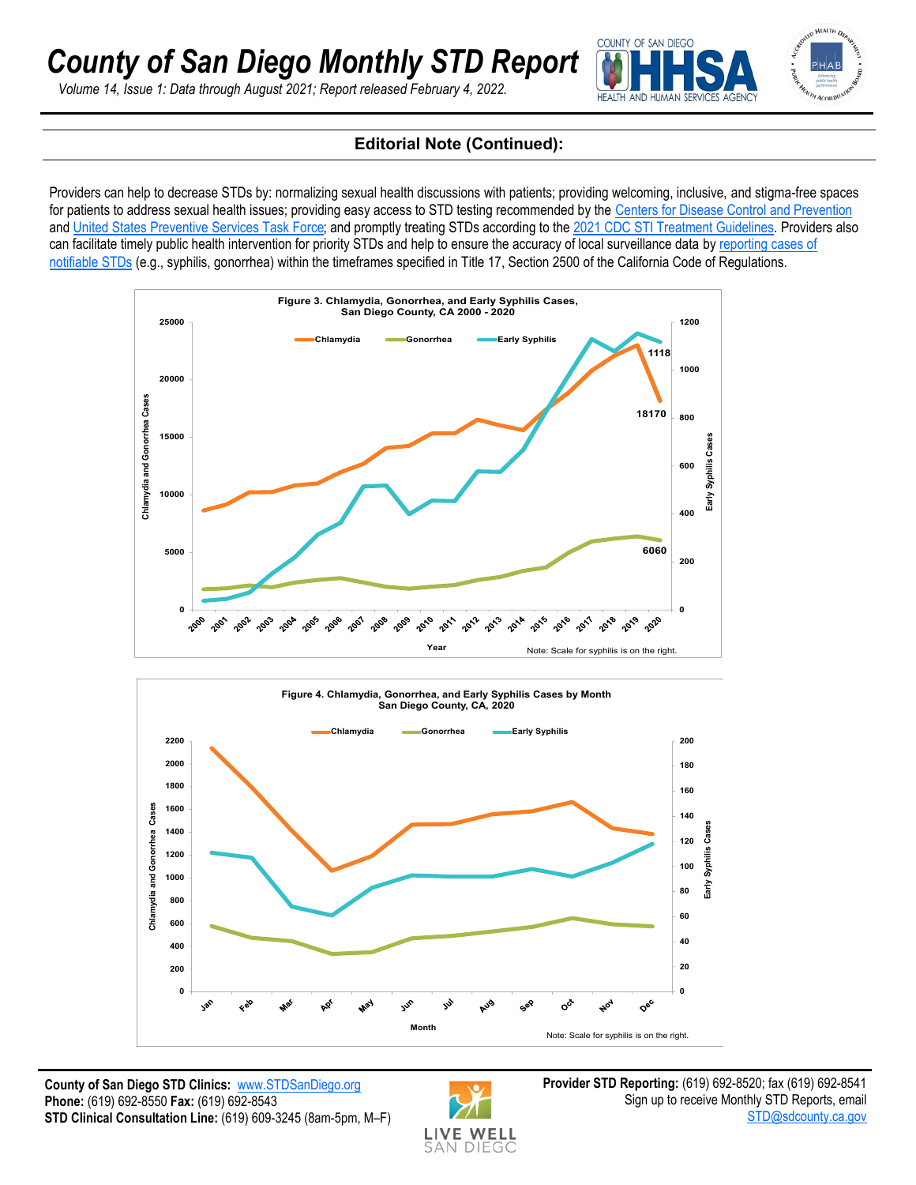# County of San Diego Monthly STD Report

*Volume 14, Issue 1: Data through August 2021; Report released February 4, 2022.*

## Editorial Note (Continued):

Providers can help to decrease STDs by: normalizing sexual health discussions with patients; providing welcoming, inclusive, and stigma-free spaces for patients to address sexual health issues; providing easy access to STD testing recommended by the Centers for Disease Control and Prevention and United States Preventive Services Task Force; and promptly treating STDs according to the 2021 CDC STI Treatment Guidelines. Providers also can facilitate timely public health intervention for priority STDs and help to ensure the accuracy of local surveillance data by reporting cases of notifiable STDs (e.g., syphilis, gonorrhea) within the timeframes specified in Title 17, Section 2500 of the California Code of Regulations.

**Figure 3. Chlamydia, Gonorrhea, and Early Syphilis Cases, San Diego County, CA 2000 - 2020**

Chlamydia; Gonorrhea; Early Syphilis

Chlamydia and Gonorrhea Cases: 0, 5000, 10000, 15000, 20000, 25000

Early Syphilis Cases: 0, 200, 400, 600, 800, 1000, 1200

Year: 2000, 2001, 2002, 2003, 2004, 2005, 2006, 2007, 2008, 2009, 2010, 2011, 2012, 2013, 2014, 2015, 2016, 2017, 2018, 2019, 2020

1118

18170

6060

Note: Scale for syphilis is on the right.

**Figure 4. Chlamydia, Gonorrhea, and Early Syphilis Cases by Month San Diego County, CA, 2020**

Chlamydia; Gonorrhea; Early Syphilis

Chlamydia and Gonorrhea Cases: 0, 200, 400, 600, 800, 1000, 1200, 1400, 1600, 1800, 2000, 2200

Early Syphilis Cases: 0, 20, 40, 60, 80, 100, 120, 140, 160, 180, 200

Month: Jan, Feb, Mar, Apr, May, Jun, Jul, Aug, Sep, Oct, Nov, Dec

Note: Scale for syphilis is on the right.

**County of San Diego STD Clinics:** www.STDSanDiego.org
**Phone:** (619) 692-8550 **Fax:** (619) 692-8543
**STD Clinical Consultation Line:** (619) 609-3245 (8am-5pm, M–F)

**Provider STD Reporting:** (619) 692-8520; fax (619) 692-8541
Sign up to receive Monthly STD Reports, email STD@sdcounty.ca.gov